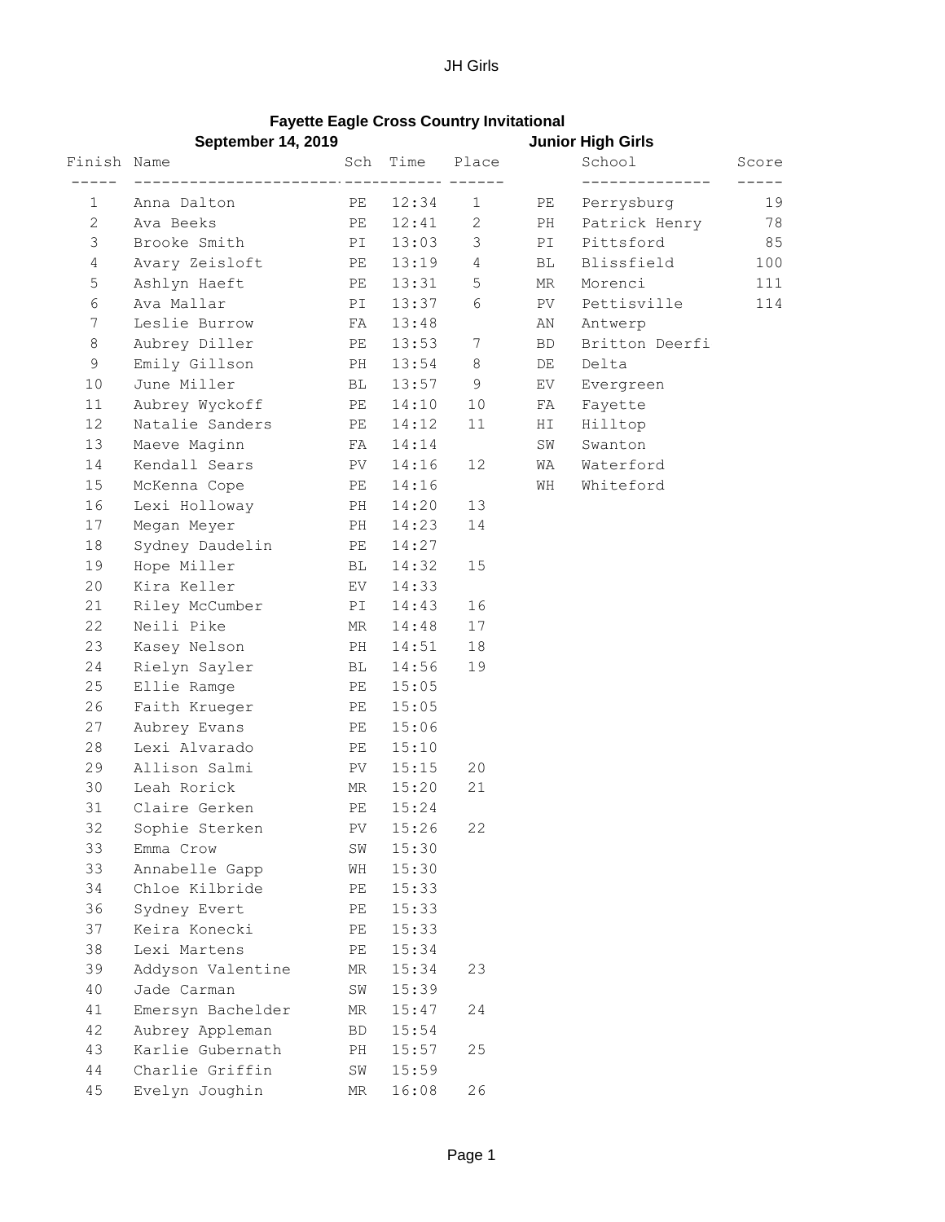# Fayette Eagle Cross Country Invitational

**September 14, 2019** **Junior High Girls**

| Finish | Name | Sch | Time | Place |
|---|---|---|---|---|
| 1 | Anna Dalton | PE | 12:34 | 1 |
| 2 | Ava Beeks | PE | 12:41 | 2 |
| 3 | Brooke Smith | PI | 13:03 | 3 |
| 4 | Avary Zeisloft | PE | 13:19 | 4 |
| 5 | Ashlyn Haeft | PE | 13:31 | 5 |
| 6 | Ava Mallar | PI | 13:37 | 6 |
| 7 | Leslie Burrow | FA | 13:48 | |
| 8 | Aubrey Diller | PE | 13:53 | 7 |
| 9 | Emily Gillson | PH | 13:54 | 8 |
| 10 | June Miller | BL | 13:57 | 9 |
| 11 | Aubrey Wyckoff | PE | 14:10 | 10 |
| 12 | Natalie Sanders | PE | 14:12 | 11 |
| 13 | Maeve Maginn | FA | 14:14 | |
| 14 | Kendall Sears | PV | 14:16 | 12 |
| 15 | McKenna Cope | PE | 14:16 | |
| 16 | Lexi Holloway | PH | 14:20 | 13 |
| 17 | Megan Meyer | PH | 14:23 | 14 |
| 18 | Sydney Daudelin | PE | 14:27 | |
| 19 | Hope Miller | BL | 14:32 | 15 |
| 20 | Kira Keller | EV | 14:33 | |
| 21 | Riley McCumber | PI | 14:43 | 16 |
| 22 | Neili Pike | MR | 14:48 | 17 |
| 23 | Kasey Nelson | PH | 14:51 | 18 |
| 24 | Rielyn Sayler | BL | 14:56 | 19 |
| 25 | Ellie Ramge | PE | 15:05 | |
| 26 | Faith Krueger | PE | 15:05 | |
| 27 | Aubrey Evans | PE | 15:06 | |
| 28 | Lexi Alvarado | PE | 15:10 | |
| 29 | Allison Salmi | PV | 15:15 | 20 |
| 30 | Leah Rorick | MR | 15:20 | 21 |
| 31 | Claire Gerken | PE | 15:24 | |
| 32 | Sophie Sterken | PV | 15:26 | 22 |
| 33 | Emma Crow | SW | 15:30 | |
| 33 | Annabelle Gapp | WH | 15:30 | |
| 34 | Chloe Kilbride | PE | 15:33 | |
| 36 | Sydney Evert | PE | 15:33 | |
| 37 | Keira Konecki | PE | 15:33 | |
| 38 | Lexi Martens | PE | 15:34 | |
| 39 | Addyson Valentine | MR | 15:34 | 23 |
| 40 | Jade Carman | SW | 15:39 | |
| 41 | Emersyn Bachelder | MR | 15:47 | 24 |
| 42 | Aubrey Appleman | BD | 15:54 | |
| 43 | Karlie Gubernath | PH | 15:57 | 25 |
| 44 | Charlie Griffin | SW | 15:59 | |
| 45 | Evelyn Joughin | MR | 16:08 | 26 |

| | School | Score |
|---|---|---|
| PE | Perrysburg | 19 |
| PH | Patrick Henry | 78 |
| PI | Pittsford | 85 |
| BL | Blissfield | 100 |
| MR | Morenci | 111 |
| PV | Pettisville | 114 |
| AN | Antwerp | |
| BD | Britton Deerfi | |
| DE | Delta | |
| EV | Evergreen | |
| FA | Fayette | |
| HI | Hilltop | |
| SW | Swanton | |
| WA | Waterford | |
| WH | Whiteford | |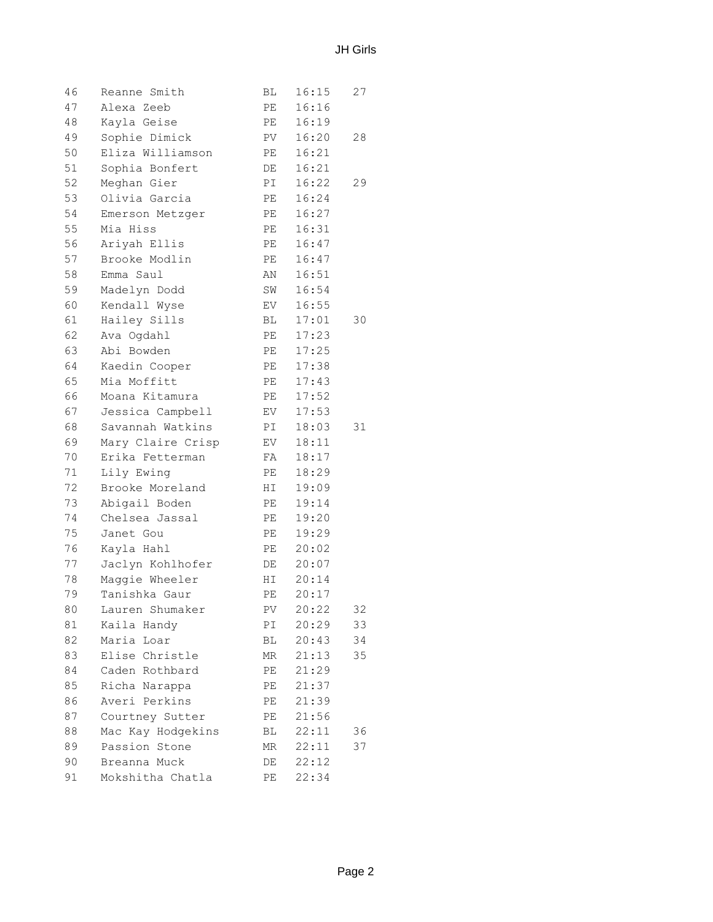## JH Girls

| | | | | |
|---|---|---|---|---|
| 46 | Reanne Smith | BL | 16:15 | 27 |
| 47 | Alexa Zeeb | PE | 16:16 | |
| 48 | Kayla Geise | PE | 16:19 | |
| 49 | Sophie Dimick | PV | 16:20 | 28 |
| 50 | Eliza Williamson | PE | 16:21 | |
| 51 | Sophia Bonfert | DE | 16:21 | |
| 52 | Meghan Gier | PI | 16:22 | 29 |
| 53 | Olivia Garcia | PE | 16:24 | |
| 54 | Emerson Metzger | PE | 16:27 | |
| 55 | Mia Hiss | PE | 16:31 | |
| 56 | Ariyah Ellis | PE | 16:47 | |
| 57 | Brooke Modlin | PE | 16:47 | |
| 58 | Emma Saul | AN | 16:51 | |
| 59 | Madelyn Dodd | SW | 16:54 | |
| 60 | Kendall Wyse | EV | 16:55 | |
| 61 | Hailey Sills | BL | 17:01 | 30 |
| 62 | Ava Ogdahl | PE | 17:23 | |
| 63 | Abi Bowden | PE | 17:25 | |
| 64 | Kaedin Cooper | PE | 17:38 | |
| 65 | Mia Moffitt | PE | 17:43 | |
| 66 | Moana Kitamura | PE | 17:52 | |
| 67 | Jessica Campbell | EV | 17:53 | |
| 68 | Savannah Watkins | PI | 18:03 | 31 |
| 69 | Mary Claire Crisp | EV | 18:11 | |
| 70 | Erika Fetterman | FA | 18:17 | |
| 71 | Lily Ewing | PE | 18:29 | |
| 72 | Brooke Moreland | HI | 19:09 | |
| 73 | Abigail Boden | PE | 19:14 | |
| 74 | Chelsea Jassal | PE | 19:20 | |
| 75 | Janet Gou | PE | 19:29 | |
| 76 | Kayla Hahl | PE | 20:02 | |
| 77 | Jaclyn Kohlhofer | DE | 20:07 | |
| 78 | Maggie Wheeler | HI | 20:14 | |
| 79 | Tanishka Gaur | PE | 20:17 | |
| 80 | Lauren Shumaker | PV | 20:22 | 32 |
| 81 | Kaila Handy | PI | 20:29 | 33 |
| 82 | Maria Loar | BL | 20:43 | 34 |
| 83 | Elise Christle | MR | 21:13 | 35 |
| 84 | Caden Rothbard | PE | 21:29 | |
| 85 | Richa Narappa | PE | 21:37 | |
| 86 | Averi Perkins | PE | 21:39 | |
| 87 | Courtney Sutter | PE | 21:56 | |
| 88 | Mac Kay Hodgekins | BL | 22:11 | 36 |
| 89 | Passion Stone | MR | 22:11 | 37 |
| 90 | Breanna Muck | DE | 22:12 | |
| 91 | Mokshitha Chatla | PE | 22:34 | |